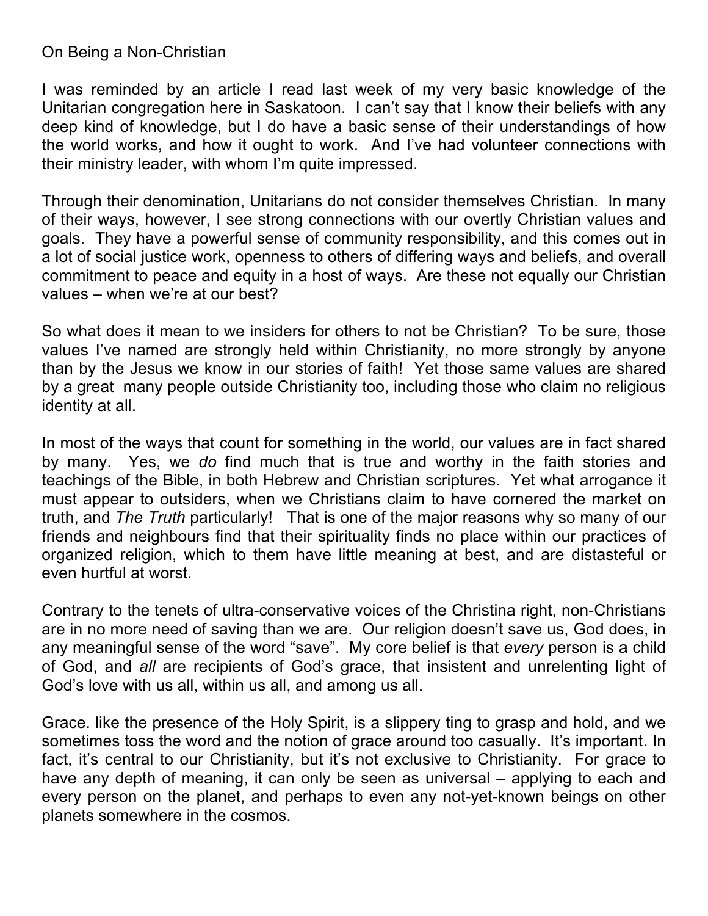# On Being a Non-Christian

I was reminded by an article I read last week of my very basic knowledge of the Unitarian congregation here in Saskatoon. I can't say that I know their beliefs with any deep kind of knowledge, but I do have a basic sense of their understandings of how the world works, and how it ought to work. And I've had volunteer connections with their ministry leader, with whom I'm quite impressed.

Through their denomination, Unitarians do not consider themselves Christian. In many of their ways, however, I see strong connections with our overtly Christian values and goals. They have a powerful sense of community responsibility, and this comes out in a lot of social justice work, openness to others of differing ways and beliefs, and overall commitment to peace and equity in a host of ways. Are these not equally our Christian values – when we're at our best?

So what does it mean to we insiders for others to not be Christian? To be sure, those values I've named are strongly held within Christianity, no more strongly by anyone than by the Jesus we know in our stories of faith! Yet those same values are shared by a great many people outside Christianity too, including those who claim no religious identity at all.

In most of the ways that count for something in the world, our values are in fact shared by many. Yes, we *do* find much that is true and worthy in the faith stories and teachings of the Bible, in both Hebrew and Christian scriptures. Yet what arrogance it must appear to outsiders, when we Christians claim to have cornered the market on truth, and *The Truth* particularly! That is one of the major reasons why so many of our friends and neighbours find that their spirituality finds no place within our practices of organized religion, which to them have little meaning at best, and are distasteful or even hurtful at worst.

Contrary to the tenets of ultra-conservative voices of the Christina right, non-Christians are in no more need of saving than we are. Our religion doesn't save us, God does, in any meaningful sense of the word "save". My core belief is that *every* person is a child of God, and *all* are recipients of God's grace, that insistent and unrelenting light of God's love with us all, within us all, and among us all.

Grace. like the presence of the Holy Spirit, is a slippery ting to grasp and hold, and we sometimes toss the word and the notion of grace around too casually. It's important. In fact, it's central to our Christianity, but it's not exclusive to Christianity. For grace to have any depth of meaning, it can only be seen as universal – applying to each and every person on the planet, and perhaps to even any not-yet-known beings on other planets somewhere in the cosmos.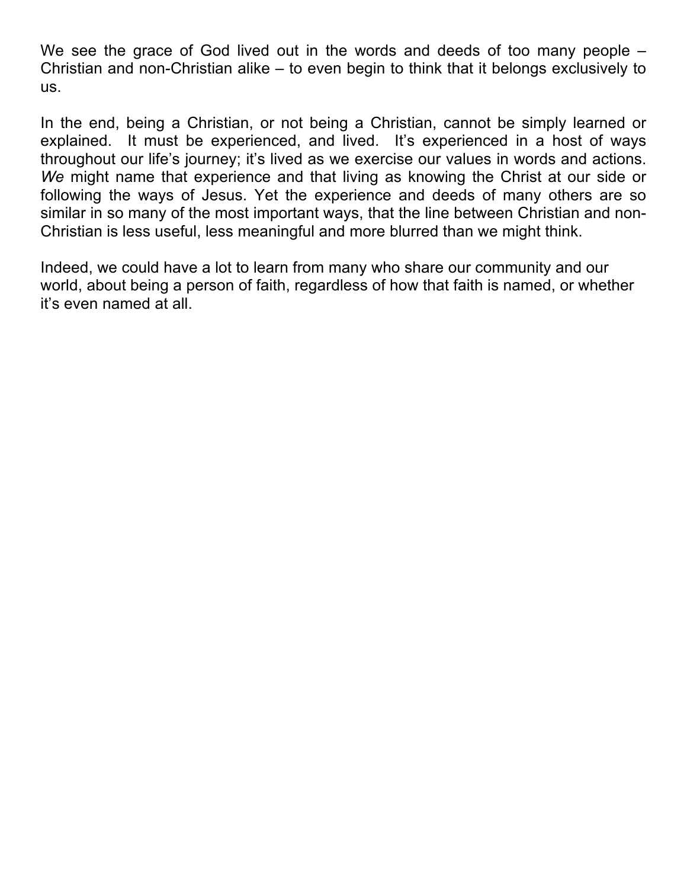We see the grace of God lived out in the words and deeds of too many people – Christian and non-Christian alike – to even begin to think that it belongs exclusively to us.

In the end, being a Christian, or not being a Christian, cannot be simply learned or explained. It must be experienced, and lived. It's experienced in a host of ways throughout our life's journey; it's lived as we exercise our values in words and actions. *We* might name that experience and that living as knowing the Christ at our side or following the ways of Jesus. Yet the experience and deeds of many others are so similar in so many of the most important ways, that the line between Christian and non-Christian is less useful, less meaningful and more blurred than we might think.

Indeed, we could have a lot to learn from many who share our community and our world, about being a person of faith, regardless of how that faith is named, or whether it's even named at all.